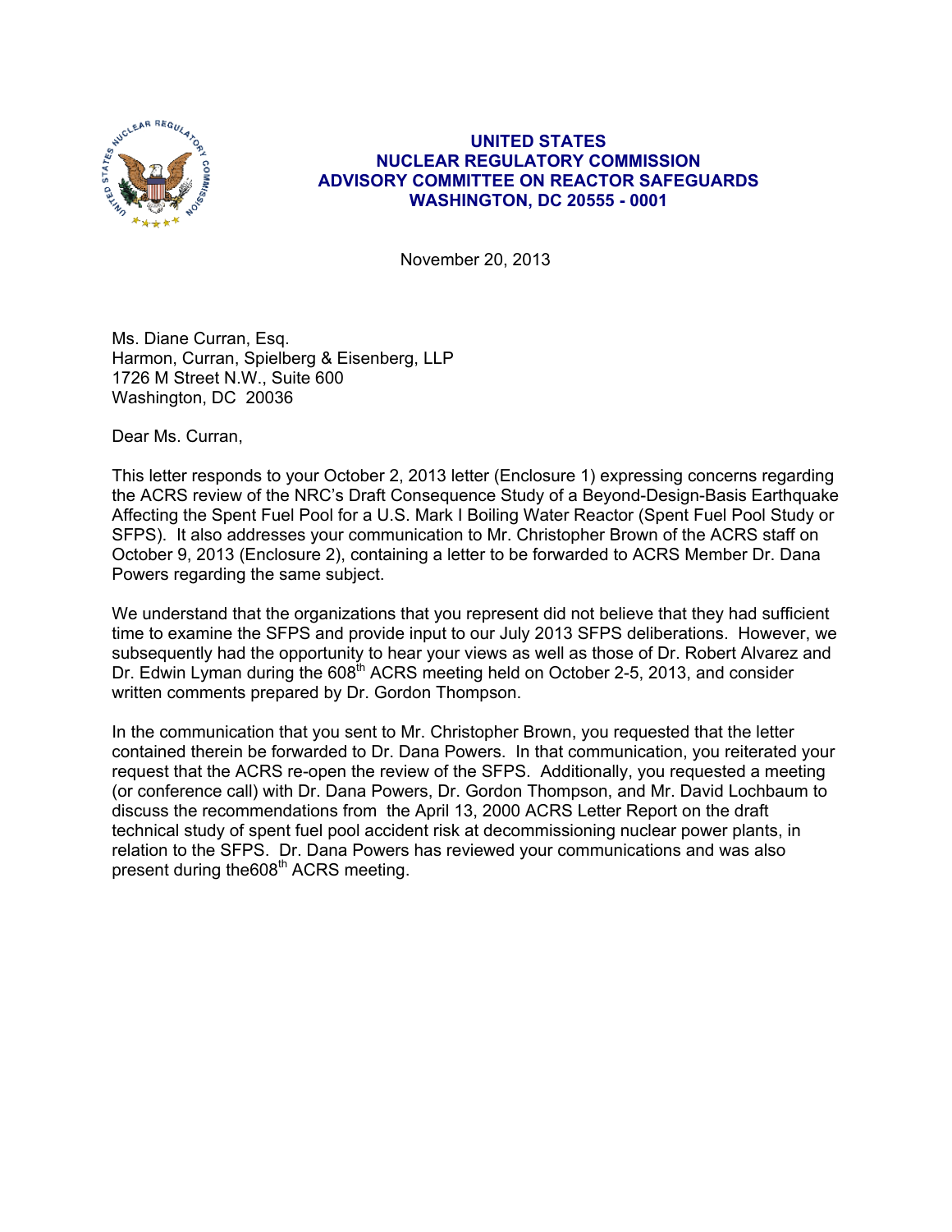# UNITED STATES
# NUCLEAR REGULATORY COMMISSION
# ADVISORY COMMITTEE ON REACTOR SAFEGUARDS
# WASHINGTON, DC 20555 - 0001

November 20, 2013

Ms. Diane Curran, Esq.
Harmon, Curran, Spielberg & Eisenberg, LLP
1726 M Street N.W., Suite 600
Washington, DC 20036

Dear Ms. Curran,

This letter responds to your October 2, 2013 letter (Enclosure 1) expressing concerns regarding the ACRS review of the NRC's Draft Consequence Study of a Beyond-Design-Basis Earthquake Affecting the Spent Fuel Pool for a U.S. Mark I Boiling Water Reactor (Spent Fuel Pool Study or SFPS). It also addresses your communication to Mr. Christopher Brown of the ACRS staff on October 9, 2013 (Enclosure 2), containing a letter to be forwarded to ACRS Member Dr. Dana Powers regarding the same subject.

We understand that the organizations that you represent did not believe that they had sufficient time to examine the SFPS and provide input to our July 2013 SFPS deliberations. However, we subsequently had the opportunity to hear your views as well as those of Dr. Robert Alvarez and Dr. Edwin Lyman during the 608th ACRS meeting held on October 2-5, 2013, and consider written comments prepared by Dr. Gordon Thompson.

In the communication that you sent to Mr. Christopher Brown, you requested that the letter contained therein be forwarded to Dr. Dana Powers. In that communication, you reiterated your request that the ACRS re-open the review of the SFPS. Additionally, you requested a meeting (or conference call) with Dr. Dana Powers, Dr. Gordon Thompson, and Mr. David Lochbaum to discuss the recommendations from the April 13, 2000 ACRS Letter Report on the draft technical study of spent fuel pool accident risk at decommissioning nuclear power plants, in relation to the SFPS. Dr. Dana Powers has reviewed your communications and was also present during the608th ACRS meeting.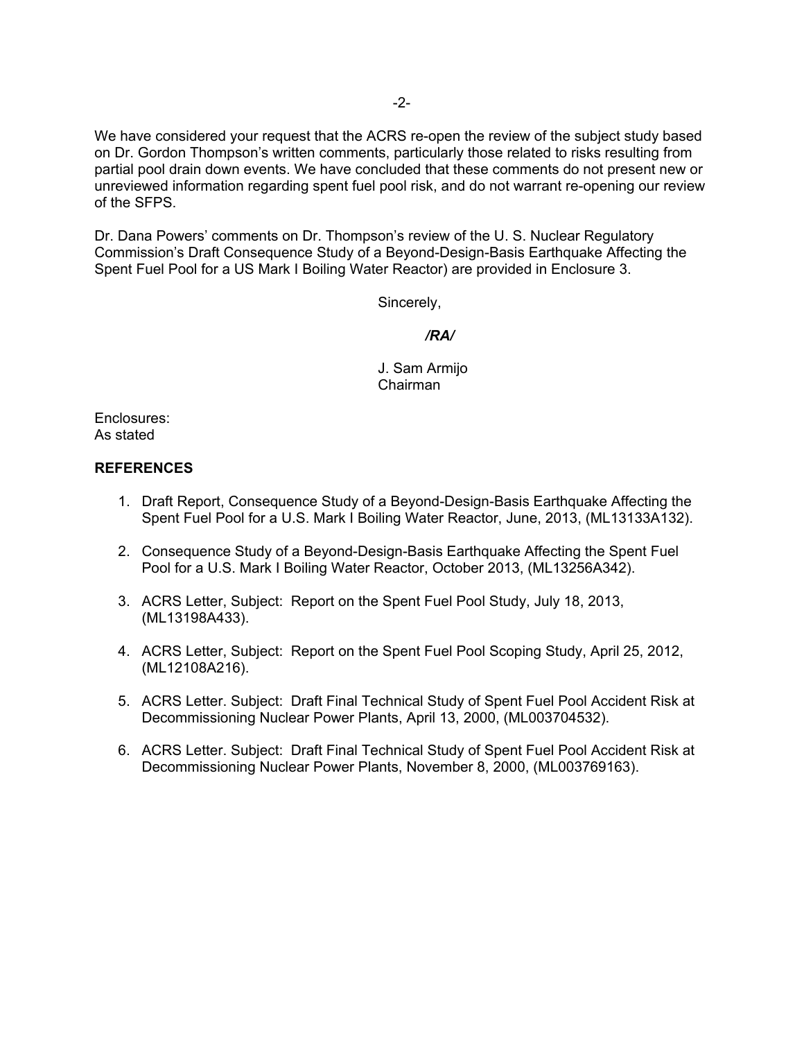We have considered your request that the ACRS re-open the review of the subject study based on Dr. Gordon Thompson's written comments, particularly those related to risks resulting from partial pool drain down events. We have concluded that these comments do not present new or unreviewed information regarding spent fuel pool risk, and do not warrant re-opening our review of the SFPS.

Dr. Dana Powers' comments on Dr. Thompson's review of the U. S. Nuclear Regulatory Commission's Draft Consequence Study of a Beyond-Design-Basis Earthquake Affecting the Spent Fuel Pool for a US Mark I Boiling Water Reactor) are provided in Enclosure 3.

Sincerely,

***/RA/***

J. Sam Armijo
Chairman

Enclosures:
As stated

**REFERENCES**

1. Draft Report, Consequence Study of a Beyond-Design-Basis Earthquake Affecting the Spent Fuel Pool for a U.S. Mark I Boiling Water Reactor, June, 2013, (ML13133A132).

2. Consequence Study of a Beyond-Design-Basis Earthquake Affecting the Spent Fuel Pool for a U.S. Mark I Boiling Water Reactor, October 2013, (ML13256A342).

3. ACRS Letter, Subject: Report on the Spent Fuel Pool Study, July 18, 2013, (ML13198A433).

4. ACRS Letter, Subject: Report on the Spent Fuel Pool Scoping Study, April 25, 2012, (ML12108A216).

5. ACRS Letter. Subject: Draft Final Technical Study of Spent Fuel Pool Accident Risk at Decommissioning Nuclear Power Plants, April 13, 2000, (ML003704532).

6. ACRS Letter. Subject: Draft Final Technical Study of Spent Fuel Pool Accident Risk at Decommissioning Nuclear Power Plants, November 8, 2000, (ML003769163).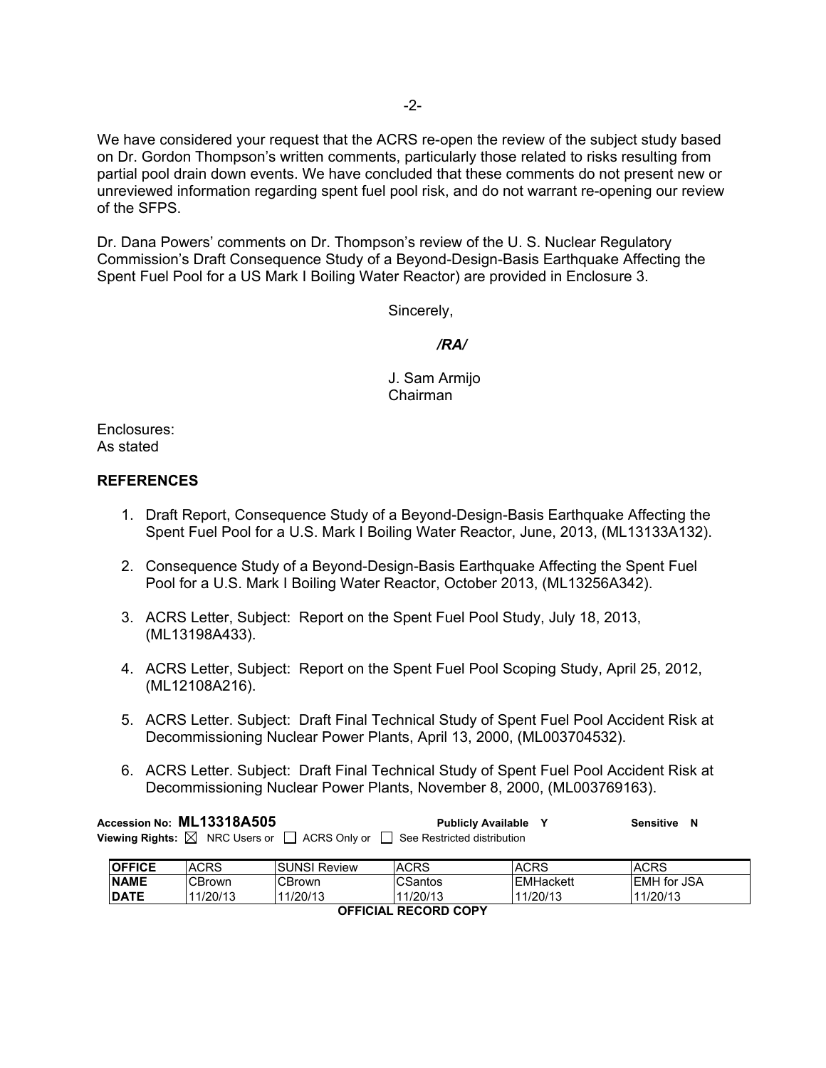We have considered your request that the ACRS re-open the review of the subject study based on Dr. Gordon Thompson's written comments, particularly those related to risks resulting from partial pool drain down events. We have concluded that these comments do not present new or unreviewed information regarding spent fuel pool risk, and do not warrant re-opening our review of the SFPS.

Dr. Dana Powers' comments on Dr. Thompson's review of the U. S. Nuclear Regulatory Commission's Draft Consequence Study of a Beyond-Design-Basis Earthquake Affecting the Spent Fuel Pool for a US Mark I Boiling Water Reactor) are provided in Enclosure 3.

Sincerely,

*/RA/*

J. Sam Armijo
Chairman

Enclosures:
As stated

## REFERENCES

1. Draft Report, Consequence Study of a Beyond-Design-Basis Earthquake Affecting the Spent Fuel Pool for a U.S. Mark I Boiling Water Reactor, June, 2013, (ML13133A132).
2. Consequence Study of a Beyond-Design-Basis Earthquake Affecting the Spent Fuel Pool for a U.S. Mark I Boiling Water Reactor, October 2013, (ML13256A342).
3. ACRS Letter, Subject: Report on the Spent Fuel Pool Study, July 18, 2013, (ML13198A433).
4. ACRS Letter, Subject: Report on the Spent Fuel Pool Scoping Study, April 25, 2012, (ML12108A216).
5. ACRS Letter. Subject: Draft Final Technical Study of Spent Fuel Pool Accident Risk at Decommissioning Nuclear Power Plants, April 13, 2000, (ML003704532).
6. ACRS Letter. Subject: Draft Final Technical Study of Spent Fuel Pool Accident Risk at Decommissioning Nuclear Power Plants, November 8, 2000, (ML003769163).

**Accession No: ML13318A505** **Publicly Available Y** **Sensitive N**
**Viewing Rights:** ☒ NRC Users or ☐ ACRS Only or ☐ See Restricted distribution

| **OFFICE** | ACRS | SUNSI Review | ACRS | ACRS | ACRS |
|---|---|---|---|---|---|
| **NAME** | CBrown | CBrown | CSantos | EMHackett | EMH for JSA |
| **DATE** | 11/20/13 | 11/20/13 | 11/20/13 | 11/20/13 | 11/20/13 |

**OFFICIAL RECORD COPY**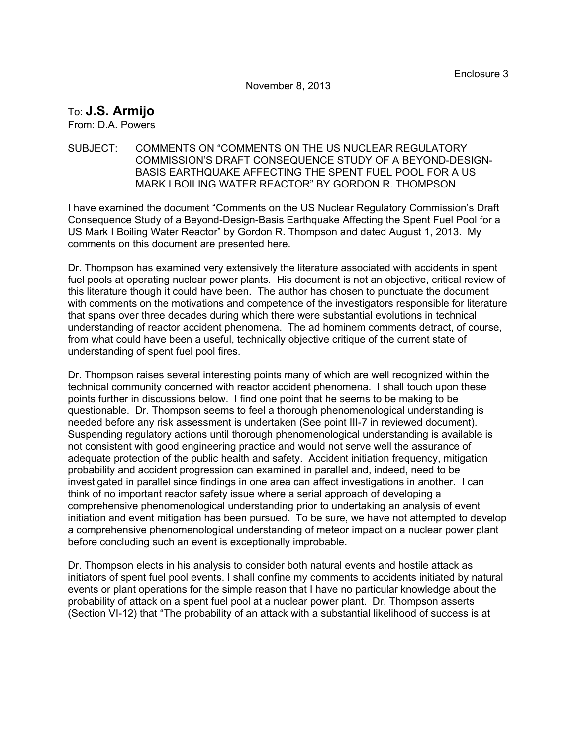Enclosure 3

November 8, 2013

To: **J.S. Armijo**
From: D.A. Powers

SUBJECT: COMMENTS ON "COMMENTS ON THE US NUCLEAR REGULATORY COMMISSION'S DRAFT CONSEQUENCE STUDY OF A BEYOND-DESIGN-BASIS EARTHQUAKE AFFECTING THE SPENT FUEL POOL FOR A US MARK I BOILING WATER REACTOR" BY GORDON R. THOMPSON

I have examined the document "Comments on the US Nuclear Regulatory Commission's Draft Consequence Study of a Beyond-Design-Basis Earthquake Affecting the Spent Fuel Pool for a US Mark I Boiling Water Reactor" by Gordon R. Thompson and dated August 1, 2013. My comments on this document are presented here.

Dr. Thompson has examined very extensively the literature associated with accidents in spent fuel pools at operating nuclear power plants. His document is not an objective, critical review of this literature though it could have been. The author has chosen to punctuate the document with comments on the motivations and competence of the investigators responsible for literature that spans over three decades during which there were substantial evolutions in technical understanding of reactor accident phenomena. The ad hominem comments detract, of course, from what could have been a useful, technically objective critique of the current state of understanding of spent fuel pool fires.

Dr. Thompson raises several interesting points many of which are well recognized within the technical community concerned with reactor accident phenomena. I shall touch upon these points further in discussions below. I find one point that he seems to be making to be questionable. Dr. Thompson seems to feel a thorough phenomenological understanding is needed before any risk assessment is undertaken (See point III-7 in reviewed document). Suspending regulatory actions until thorough phenomenological understanding is available is not consistent with good engineering practice and would not serve well the assurance of adequate protection of the public health and safety. Accident initiation frequency, mitigation probability and accident progression can examined in parallel and, indeed, need to be investigated in parallel since findings in one area can affect investigations in another. I can think of no important reactor safety issue where a serial approach of developing a comprehensive phenomenological understanding prior to undertaking an analysis of event initiation and event mitigation has been pursued. To be sure, we have not attempted to develop a comprehensive phenomenological understanding of meteor impact on a nuclear power plant before concluding such an event is exceptionally improbable.

Dr. Thompson elects in his analysis to consider both natural events and hostile attack as initiators of spent fuel pool events. I shall confine my comments to accidents initiated by natural events or plant operations for the simple reason that I have no particular knowledge about the probability of attack on a spent fuel pool at a nuclear power plant. Dr. Thompson asserts (Section VI-12) that "The probability of an attack with a substantial likelihood of success is at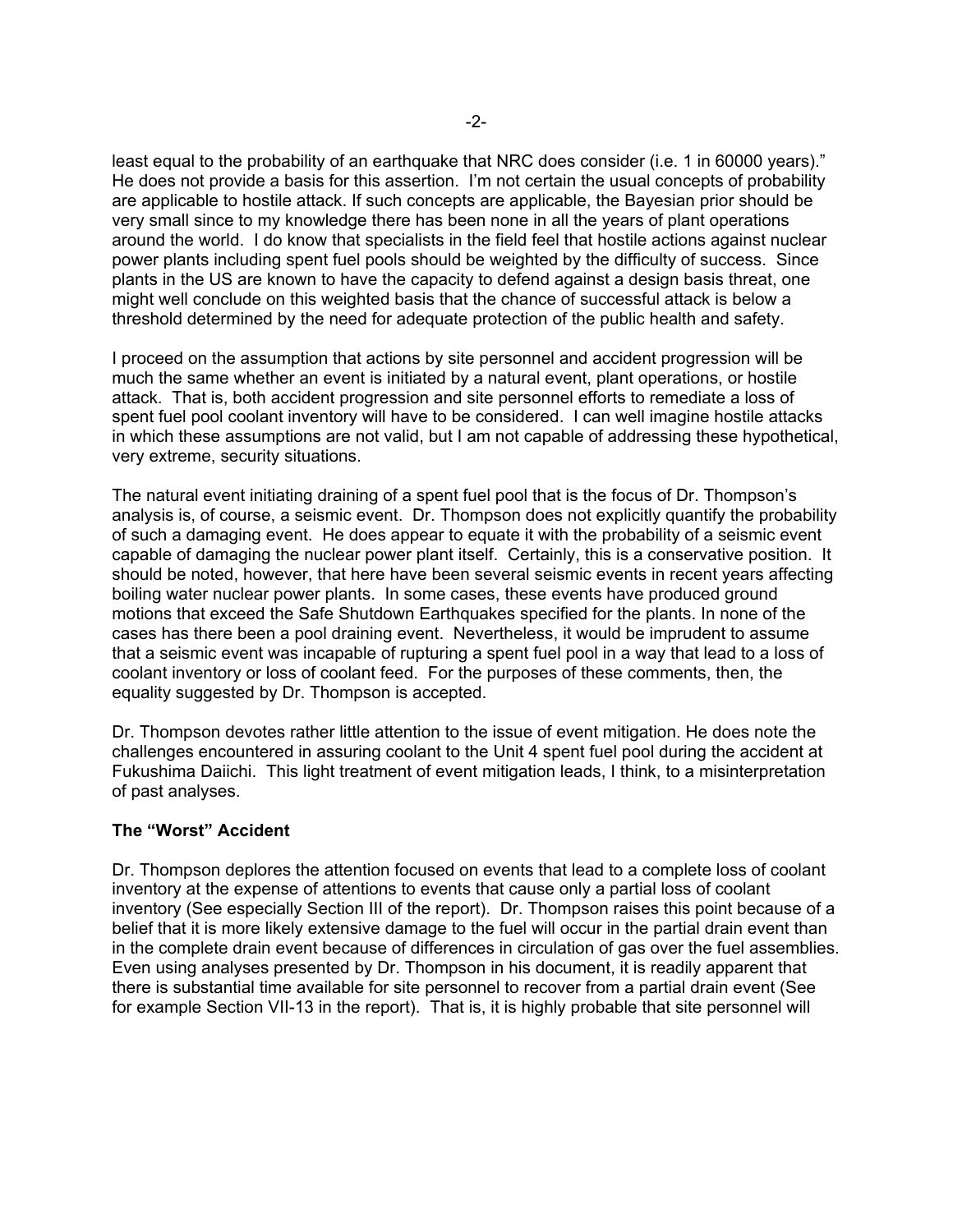least equal to the probability of an earthquake that NRC does consider (i.e. 1 in 60000 years)." He does not provide a basis for this assertion. I'm not certain the usual concepts of probability are applicable to hostile attack. If such concepts are applicable, the Bayesian prior should be very small since to my knowledge there has been none in all the years of plant operations around the world. I do know that specialists in the field feel that hostile actions against nuclear power plants including spent fuel pools should be weighted by the difficulty of success. Since plants in the US are known to have the capacity to defend against a design basis threat, one might well conclude on this weighted basis that the chance of successful attack is below a threshold determined by the need for adequate protection of the public health and safety.

I proceed on the assumption that actions by site personnel and accident progression will be much the same whether an event is initiated by a natural event, plant operations, or hostile attack. That is, both accident progression and site personnel efforts to remediate a loss of spent fuel pool coolant inventory will have to be considered. I can well imagine hostile attacks in which these assumptions are not valid, but I am not capable of addressing these hypothetical, very extreme, security situations.

The natural event initiating draining of a spent fuel pool that is the focus of Dr. Thompson's analysis is, of course, a seismic event. Dr. Thompson does not explicitly quantify the probability of such a damaging event. He does appear to equate it with the probability of a seismic event capable of damaging the nuclear power plant itself. Certainly, this is a conservative position. It should be noted, however, that here have been several seismic events in recent years affecting boiling water nuclear power plants. In some cases, these events have produced ground motions that exceed the Safe Shutdown Earthquakes specified for the plants. In none of the cases has there been a pool draining event. Nevertheless, it would be imprudent to assume that a seismic event was incapable of rupturing a spent fuel pool in a way that lead to a loss of coolant inventory or loss of coolant feed. For the purposes of these comments, then, the equality suggested by Dr. Thompson is accepted.

Dr. Thompson devotes rather little attention to the issue of event mitigation. He does note the challenges encountered in assuring coolant to the Unit 4 spent fuel pool during the accident at Fukushima Daiichi. This light treatment of event mitigation leads, I think, to a misinterpretation of past analyses.

**The "Worst" Accident**

Dr. Thompson deplores the attention focused on events that lead to a complete loss of coolant inventory at the expense of attentions to events that cause only a partial loss of coolant inventory (See especially Section III of the report). Dr. Thompson raises this point because of a belief that it is more likely extensive damage to the fuel will occur in the partial drain event than in the complete drain event because of differences in circulation of gas over the fuel assemblies. Even using analyses presented by Dr. Thompson in his document, it is readily apparent that there is substantial time available for site personnel to recover from a partial drain event (See for example Section VII-13 in the report). That is, it is highly probable that site personnel will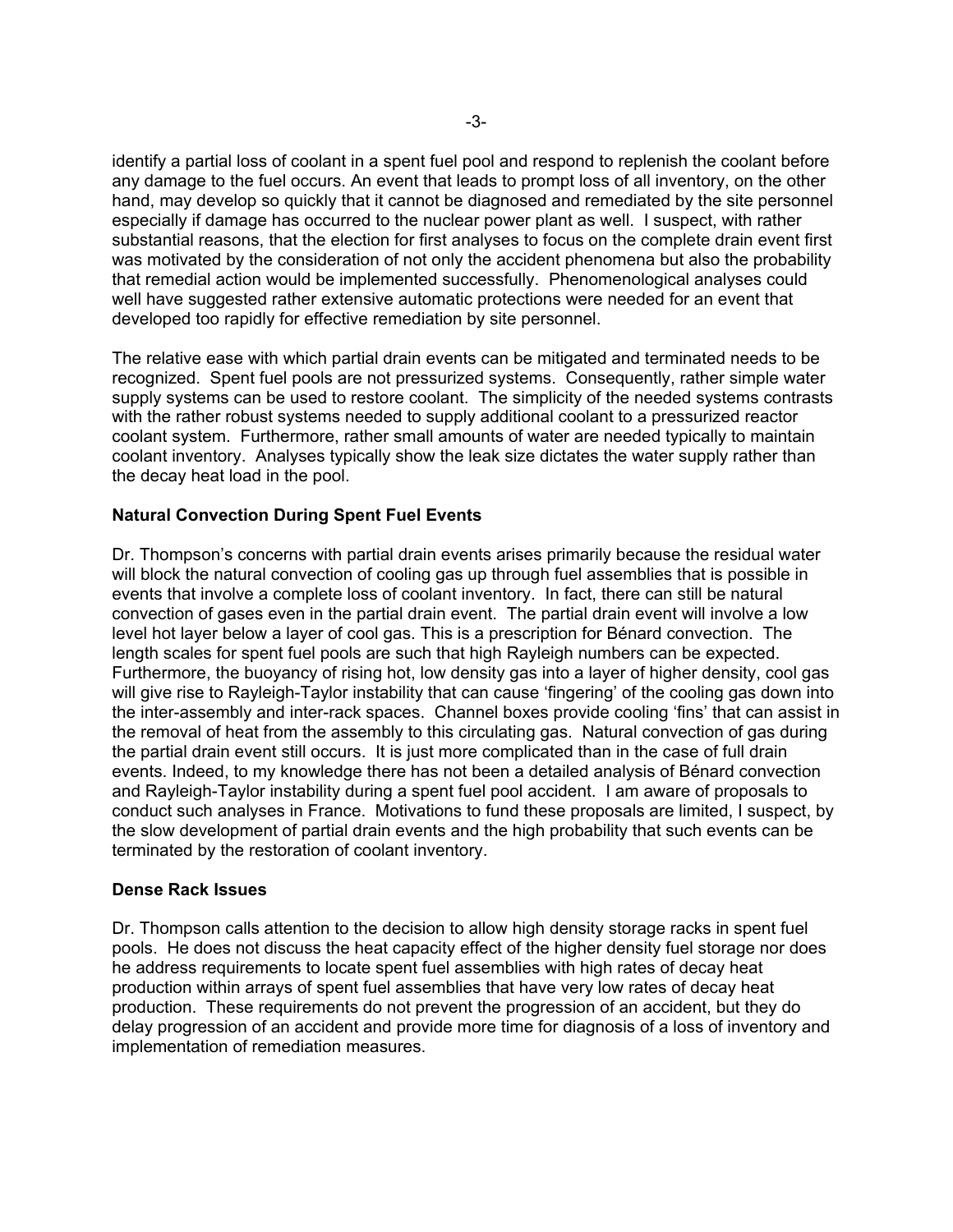identify a partial loss of coolant in a spent fuel pool and respond to replenish the coolant before any damage to the fuel occurs. An event that leads to prompt loss of all inventory, on the other hand, may develop so quickly that it cannot be diagnosed and remediated by the site personnel especially if damage has occurred to the nuclear power plant as well. I suspect, with rather substantial reasons, that the election for first analyses to focus on the complete drain event first was motivated by the consideration of not only the accident phenomena but also the probability that remedial action would be implemented successfully. Phenomenological analyses could well have suggested rather extensive automatic protections were needed for an event that developed too rapidly for effective remediation by site personnel.

The relative ease with which partial drain events can be mitigated and terminated needs to be recognized. Spent fuel pools are not pressurized systems. Consequently, rather simple water supply systems can be used to restore coolant. The simplicity of the needed systems contrasts with the rather robust systems needed to supply additional coolant to a pressurized reactor coolant system. Furthermore, rather small amounts of water are needed typically to maintain coolant inventory. Analyses typically show the leak size dictates the water supply rather than the decay heat load in the pool.

**Natural Convection During Spent Fuel Events**

Dr. Thompson's concerns with partial drain events arises primarily because the residual water will block the natural convection of cooling gas up through fuel assemblies that is possible in events that involve a complete loss of coolant inventory. In fact, there can still be natural convection of gases even in the partial drain event. The partial drain event will involve a low level hot layer below a layer of cool gas. This is a prescription for Bénard convection. The length scales for spent fuel pools are such that high Rayleigh numbers can be expected. Furthermore, the buoyancy of rising hot, low density gas into a layer of higher density, cool gas will give rise to Rayleigh-Taylor instability that can cause 'fingering' of the cooling gas down into the inter-assembly and inter-rack spaces. Channel boxes provide cooling 'fins' that can assist in the removal of heat from the assembly to this circulating gas. Natural convection of gas during the partial drain event still occurs. It is just more complicated than in the case of full drain events. Indeed, to my knowledge there has not been a detailed analysis of Bénard convection and Rayleigh-Taylor instability during a spent fuel pool accident. I am aware of proposals to conduct such analyses in France. Motivations to fund these proposals are limited, I suspect, by the slow development of partial drain events and the high probability that such events can be terminated by the restoration of coolant inventory.

**Dense Rack Issues**

Dr. Thompson calls attention to the decision to allow high density storage racks in spent fuel pools. He does not discuss the heat capacity effect of the higher density fuel storage nor does he address requirements to locate spent fuel assemblies with high rates of decay heat production within arrays of spent fuel assemblies that have very low rates of decay heat production. These requirements do not prevent the progression of an accident, but they do delay progression of an accident and provide more time for diagnosis of a loss of inventory and implementation of remediation measures.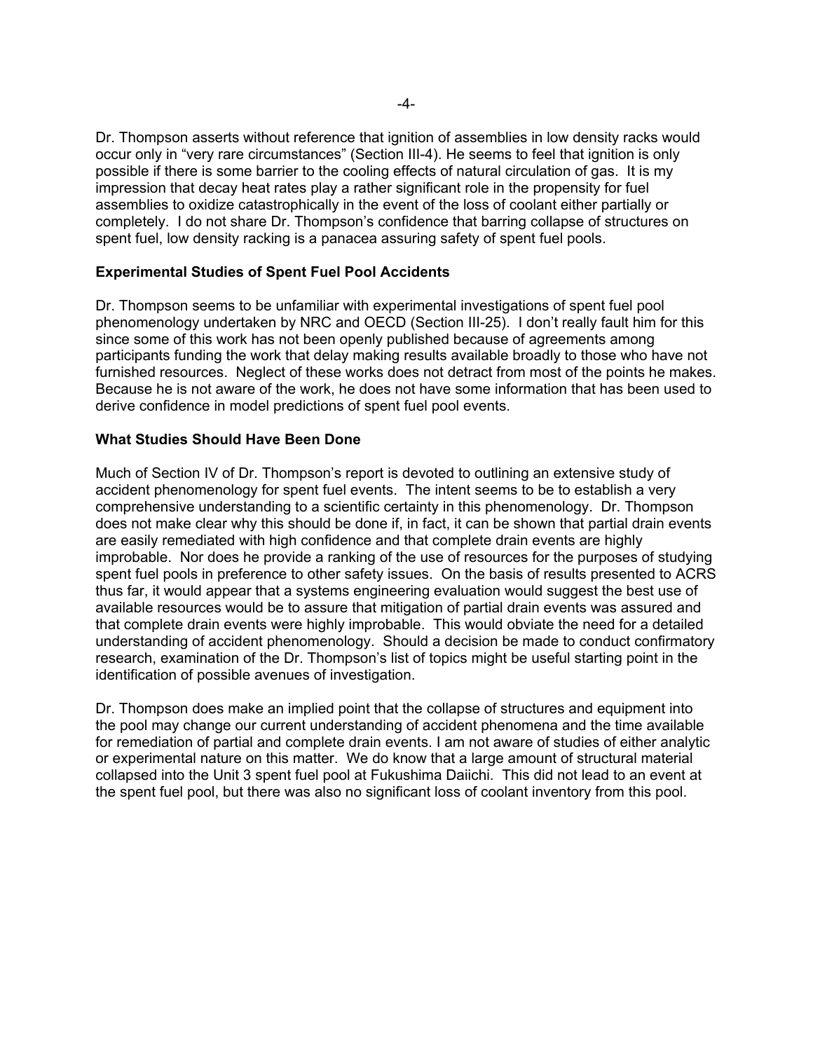Dr. Thompson asserts without reference that ignition of assemblies in low density racks would occur only in "very rare circumstances" (Section III-4). He seems to feel that ignition is only possible if there is some barrier to the cooling effects of natural circulation of gas. It is my impression that decay heat rates play a rather significant role in the propensity for fuel assemblies to oxidize catastrophically in the event of the loss of coolant either partially or completely. I do not share Dr. Thompson's confidence that barring collapse of structures on spent fuel, low density racking is a panacea assuring safety of spent fuel pools.

**Experimental Studies of Spent Fuel Pool Accidents**

Dr. Thompson seems to be unfamiliar with experimental investigations of spent fuel pool phenomenology undertaken by NRC and OECD (Section III-25). I don't really fault him for this since some of this work has not been openly published because of agreements among participants funding the work that delay making results available broadly to those who have not furnished resources. Neglect of these works does not detract from most of the points he makes. Because he is not aware of the work, he does not have some information that has been used to derive confidence in model predictions of spent fuel pool events.

**What Studies Should Have Been Done**

Much of Section IV of Dr. Thompson's report is devoted to outlining an extensive study of accident phenomenology for spent fuel events. The intent seems to be to establish a very comprehensive understanding to a scientific certainty in this phenomenology. Dr. Thompson does not make clear why this should be done if, in fact, it can be shown that partial drain events are easily remediated with high confidence and that complete drain events are highly improbable. Nor does he provide a ranking of the use of resources for the purposes of studying spent fuel pools in preference to other safety issues. On the basis of results presented to ACRS thus far, it would appear that a systems engineering evaluation would suggest the best use of available resources would be to assure that mitigation of partial drain events was assured and that complete drain events were highly improbable. This would obviate the need for a detailed understanding of accident phenomenology. Should a decision be made to conduct confirmatory research, examination of the Dr. Thompson's list of topics might be useful starting point in the identification of possible avenues of investigation.

Dr. Thompson does make an implied point that the collapse of structures and equipment into the pool may change our current understanding of accident phenomena and the time available for remediation of partial and complete drain events. I am not aware of studies of either analytic or experimental nature on this matter. We do know that a large amount of structural material collapsed into the Unit 3 spent fuel pool at Fukushima Daiichi. This did not lead to an event at the spent fuel pool, but there was also no significant loss of coolant inventory from this pool.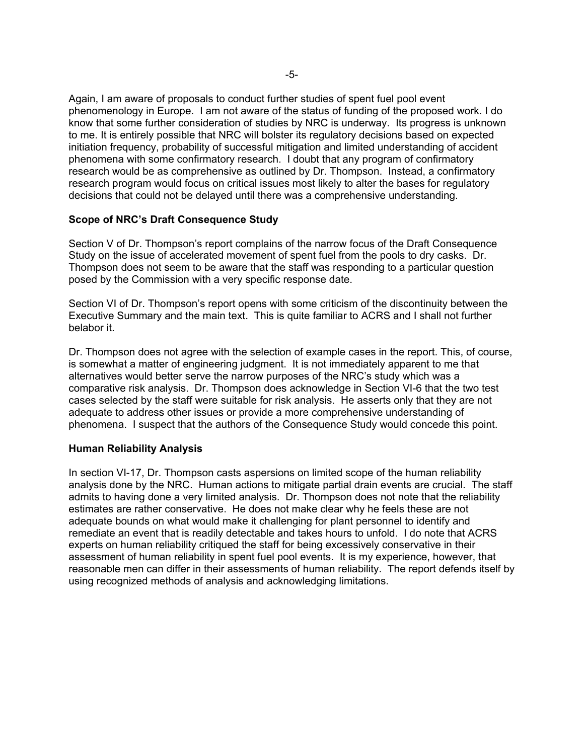Again, I am aware of proposals to conduct further studies of spent fuel pool event phenomenology in Europe. I am not aware of the status of funding of the proposed work. I do know that some further consideration of studies by NRC is underway. Its progress is unknown to me. It is entirely possible that NRC will bolster its regulatory decisions based on expected initiation frequency, probability of successful mitigation and limited understanding of accident phenomena with some confirmatory research. I doubt that any program of confirmatory research would be as comprehensive as outlined by Dr. Thompson. Instead, a confirmatory research program would focus on critical issues most likely to alter the bases for regulatory decisions that could not be delayed until there was a comprehensive understanding.

**Scope of NRC's Draft Consequence Study**

Section V of Dr. Thompson's report complains of the narrow focus of the Draft Consequence Study on the issue of accelerated movement of spent fuel from the pools to dry casks. Dr. Thompson does not seem to be aware that the staff was responding to a particular question posed by the Commission with a very specific response date.

Section VI of Dr. Thompson's report opens with some criticism of the discontinuity between the Executive Summary and the main text. This is quite familiar to ACRS and I shall not further belabor it.

Dr. Thompson does not agree with the selection of example cases in the report. This, of course, is somewhat a matter of engineering judgment. It is not immediately apparent to me that alternatives would better serve the narrow purposes of the NRC's study which was a comparative risk analysis. Dr. Thompson does acknowledge in Section VI-6 that the two test cases selected by the staff were suitable for risk analysis. He asserts only that they are not adequate to address other issues or provide a more comprehensive understanding of phenomena. I suspect that the authors of the Consequence Study would concede this point.

**Human Reliability Analysis**

In section VI-17, Dr. Thompson casts aspersions on limited scope of the human reliability analysis done by the NRC. Human actions to mitigate partial drain events are crucial. The staff admits to having done a very limited analysis. Dr. Thompson does not note that the reliability estimates are rather conservative. He does not make clear why he feels these are not adequate bounds on what would make it challenging for plant personnel to identify and remediate an event that is readily detectable and takes hours to unfold. I do note that ACRS experts on human reliability critiqued the staff for being excessively conservative in their assessment of human reliability in spent fuel pool events. It is my experience, however, that reasonable men can differ in their assessments of human reliability. The report defends itself by using recognized methods of analysis and acknowledging limitations.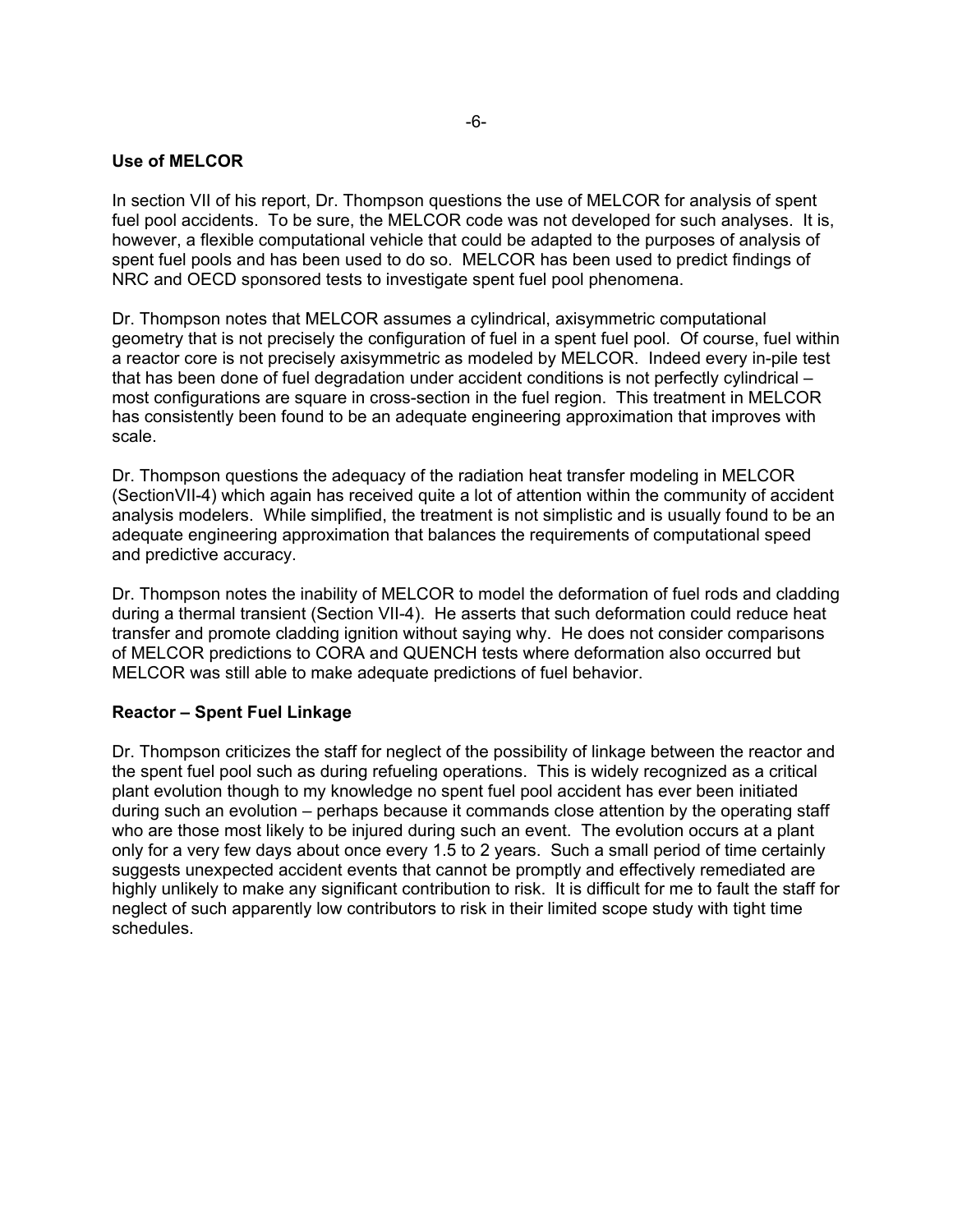**Use of MELCOR**

In section VII of his report, Dr. Thompson questions the use of MELCOR for analysis of spent fuel pool accidents. To be sure, the MELCOR code was not developed for such analyses. It is, however, a flexible computational vehicle that could be adapted to the purposes of analysis of spent fuel pools and has been used to do so. MELCOR has been used to predict findings of NRC and OECD sponsored tests to investigate spent fuel pool phenomena.

Dr. Thompson notes that MELCOR assumes a cylindrical, axisymmetric computational geometry that is not precisely the configuration of fuel in a spent fuel pool. Of course, fuel within a reactor core is not precisely axisymmetric as modeled by MELCOR. Indeed every in-pile test that has been done of fuel degradation under accident conditions is not perfectly cylindrical – most configurations are square in cross-section in the fuel region. This treatment in MELCOR has consistently been found to be an adequate engineering approximation that improves with scale.

Dr. Thompson questions the adequacy of the radiation heat transfer modeling in MELCOR (SectionVII-4) which again has received quite a lot of attention within the community of accident analysis modelers. While simplified, the treatment is not simplistic and is usually found to be an adequate engineering approximation that balances the requirements of computational speed and predictive accuracy.

Dr. Thompson notes the inability of MELCOR to model the deformation of fuel rods and cladding during a thermal transient (Section VII-4). He asserts that such deformation could reduce heat transfer and promote cladding ignition without saying why. He does not consider comparisons of MELCOR predictions to CORA and QUENCH tests where deformation also occurred but MELCOR was still able to make adequate predictions of fuel behavior.

**Reactor – Spent Fuel Linkage**

Dr. Thompson criticizes the staff for neglect of the possibility of linkage between the reactor and the spent fuel pool such as during refueling operations. This is widely recognized as a critical plant evolution though to my knowledge no spent fuel pool accident has ever been initiated during such an evolution – perhaps because it commands close attention by the operating staff who are those most likely to be injured during such an event. The evolution occurs at a plant only for a very few days about once every 1.5 to 2 years. Such a small period of time certainly suggests unexpected accident events that cannot be promptly and effectively remediated are highly unlikely to make any significant contribution to risk. It is difficult for me to fault the staff for neglect of such apparently low contributors to risk in their limited scope study with tight time schedules.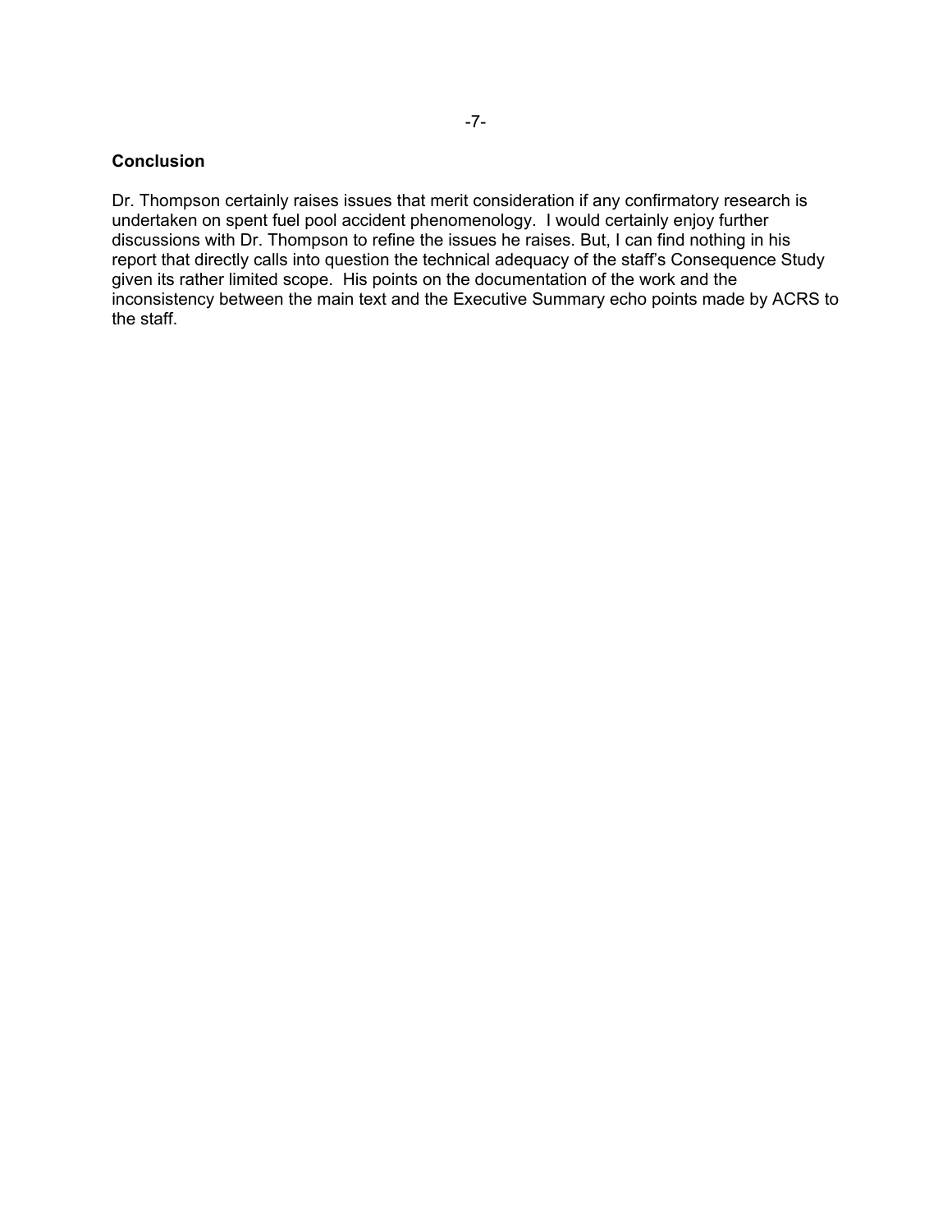## Conclusion

Dr. Thompson certainly raises issues that merit consideration if any confirmatory research is undertaken on spent fuel pool accident phenomenology. I would certainly enjoy further discussions with Dr. Thompson to refine the issues he raises. But, I can find nothing in his report that directly calls into question the technical adequacy of the staff's Consequence Study given its rather limited scope. His points on the documentation of the work and the inconsistency between the main text and the Executive Summary echo points made by ACRS to the staff.